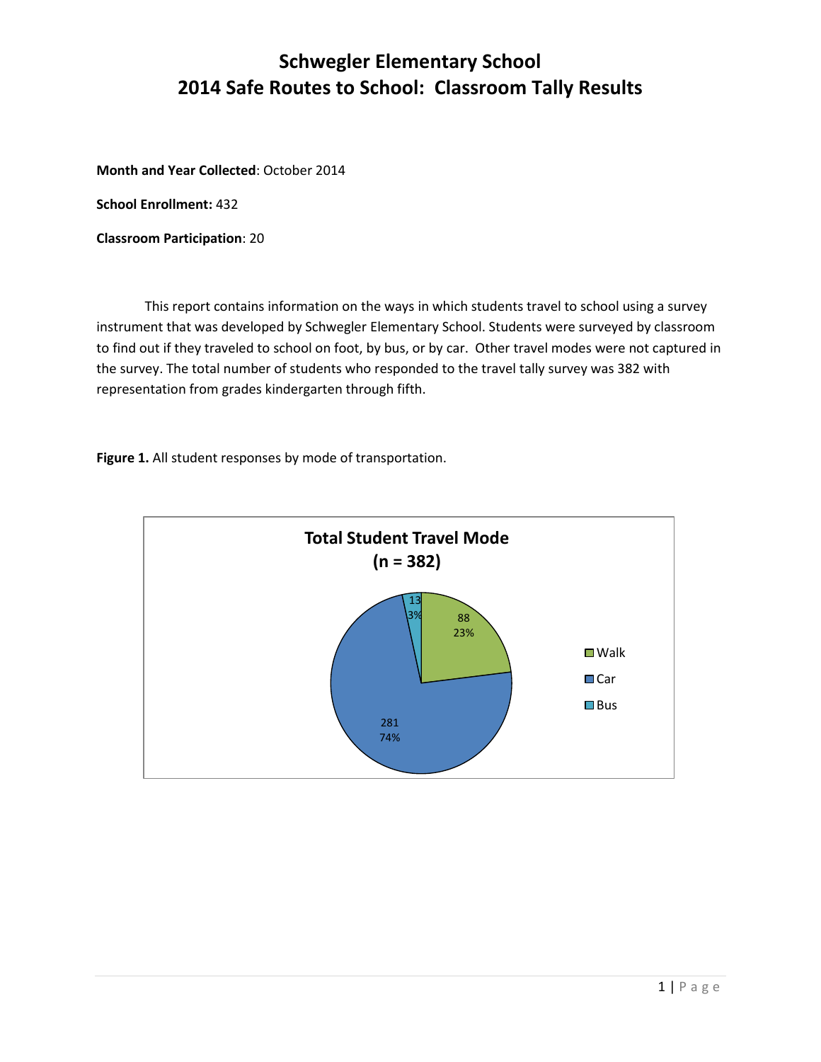# Schwegler Elementary School
# 2014 Safe Routes to School: Classroom Tally Results

**Month and Year Collected**: October 2014

**School Enrollment:** 432

**Classroom Participation**: 20

This report contains information on the ways in which students travel to school using a survey instrument that was developed by Schwegler Elementary School. Students were surveyed by classroom to find out if they traveled to school on foot, by bus, or by car. Other travel modes were not captured in the survey. The total number of students who responded to the travel tally survey was 382 with representation from grades kindergarten through fifth.

**Figure 1.** All student responses by mode of transportation.

**Total Student Travel Mode (n = 382)**

| Mode | Count | Percent |
|---|---|---|
| Walk | 88 | 23% |
| Car | 281 | 74% |
| Bus | 13 | 3% |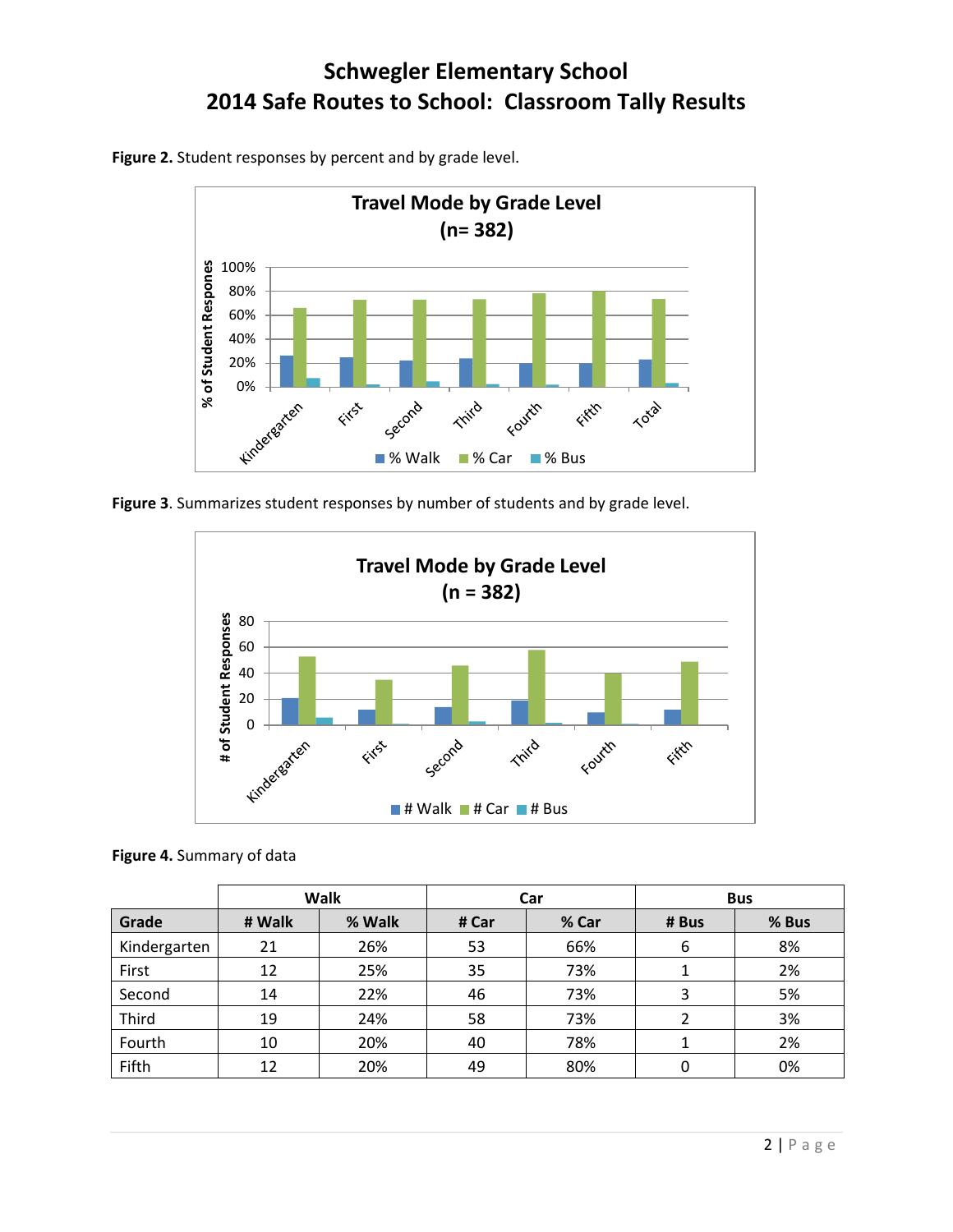# Schwegler Elementary School
# 2014 Safe Routes to School: Classroom Tally Results

**Figure 2.** Student responses by percent and by grade level.

Travel Mode by Grade Level
(n= 382)

% of Student Respones

100%
80%
60%
40%
20%
0%

Kindergarten
First
Second
Third
Fourth
Fifth
Total

% Walk
% Car
% Bus

**Figure 3**. Summarizes student responses by number of students and by grade level.

Travel Mode by Grade Level
(n = 382)

# of Student Responses

80
60
40
20
0

Kindergarten
First
Second
Third
Fourth
Fifth

# Walk
# Car
# Bus

**Figure 4.** Summary of data

| | Walk | | Car | | Bus | |
|---|---|---|---|---|---|---|
| **Grade** | **# Walk** | **% Walk** | **# Car** | **% Car** | **# Bus** | **% Bus** |
| Kindergarten | 21 | 26% | 53 | 66% | 6 | 8% |
| First | 12 | 25% | 35 | 73% | 1 | 2% |
| Second | 14 | 22% | 46 | 73% | 3 | 5% |
| Third | 19 | 24% | 58 | 73% | 2 | 3% |
| Fourth | 10 | 20% | 40 | 78% | 1 | 2% |
| Fifth | 12 | 20% | 49 | 80% | 0 | 0% |